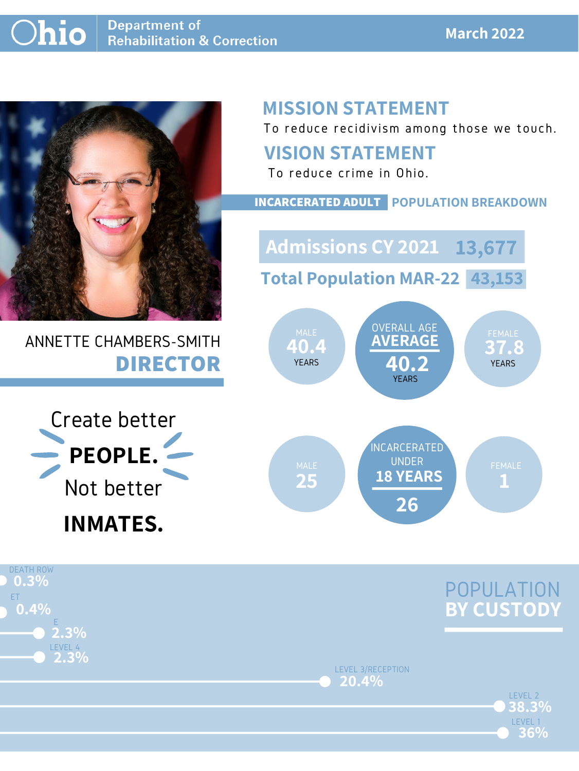# Ohio Department of Rehabilitation & Correction

**March 2022**

ANNETTE CHAMBERS-SMITH
**DIRECTOR**

Create better
**PEOPLE.**
Not better
**INMATES.**

## MISSION STATEMENT

To reduce recidivism among those we touch.

## VISION STATEMENT

To reduce crime in Ohio.

## INCARCERATED ADULT POPULATION BREAKDOWN

**Admissions CY 2021** 13,677

**Total Population MAR-22** 43,153

| MALE | OVERALL AGE AVERAGE | FEMALE |
|---|---|---|
| 40.4 YEARS | 40.2 YEARS | 37.8 YEARS |

| MALE | INCARCERATED UNDER 18 YEARS | FEMALE |
|---|---|---|
| 25 | 26 | 1 |

## POPULATION BY CUSTODY

| Custody | Percent |
|---|---|
| DEATH ROW | 0.3% |
| ET | 0.4% |
| E | 2.3% |
| LEVEL 4 | 2.3% |
| LEVEL 3/RECEPTION | 20.4% |
| LEVEL 2 | 38.3% |
| LEVEL 1 | 36% |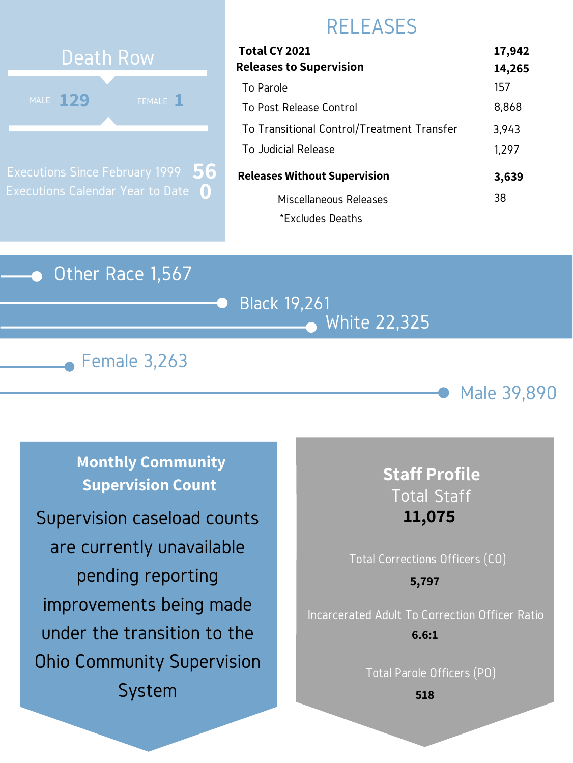## Death Row

MALE **129** FEMALE **1**

Executions Since February 1999 **56**

Executions Calendar Year to Date **0**

## RELEASES

| | |
|---|---|
| **Total CY 2021** | **17,942** |
| **Releases to Supervision** | **14,265** |
| To Parole | 157 |
| To Post Release Control | 8,868 |
| To Transitional Control/Treatment Transfer | 3,943 |
| To Judicial Release | 1,297 |
| **Releases Without Supervision** | **3,639** |
| Miscellaneous Releases | 38 |

*Excludes Deaths

Other Race 1,567

Black 19,261

White 22,325

Female 3,263

Male 39,890

**Monthly Community Supervision Count**

Supervision caseload counts are currently unavailable pending reporting improvements being made under the transition to the Ohio Community Supervision System

**Staff Profile**

Total Staff

**11,075**

Total Corrections Officers (CO)

**5,797**

Incarcerated Adult To Correction Officer Ratio

**6.6:1**

Total Parole Officers (PO)

**518**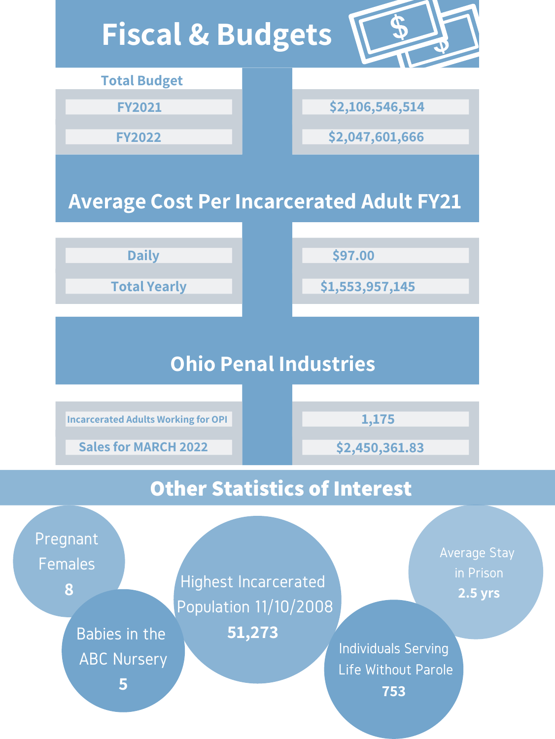# Fiscal & Budgets

## Total Budget

| | |
|---|---|
| FY2021 | $2,106,546,514 |
| FY2022 | $2,047,601,666 |

## Average Cost Per Incarcerated Adult FY21

| | |
|---|---|
| Daily | $97.00 |
| Total Yearly | $1,553,957,145 |

## Ohio Penal Industries

| | |
|---|---|
| Incarcerated Adults Working for OPI | 1,175 |
| Sales for MARCH 2022 | $2,450,361.83 |

## Other Statistics of Interest

Pregnant Females
**8**

Babies in the ABC Nursery
**5**

Highest Incarcerated Population 11/10/2008
**51,273**

Individuals Serving Life Without Parole
**753**

Average Stay in Prison
**2.5 yrs**